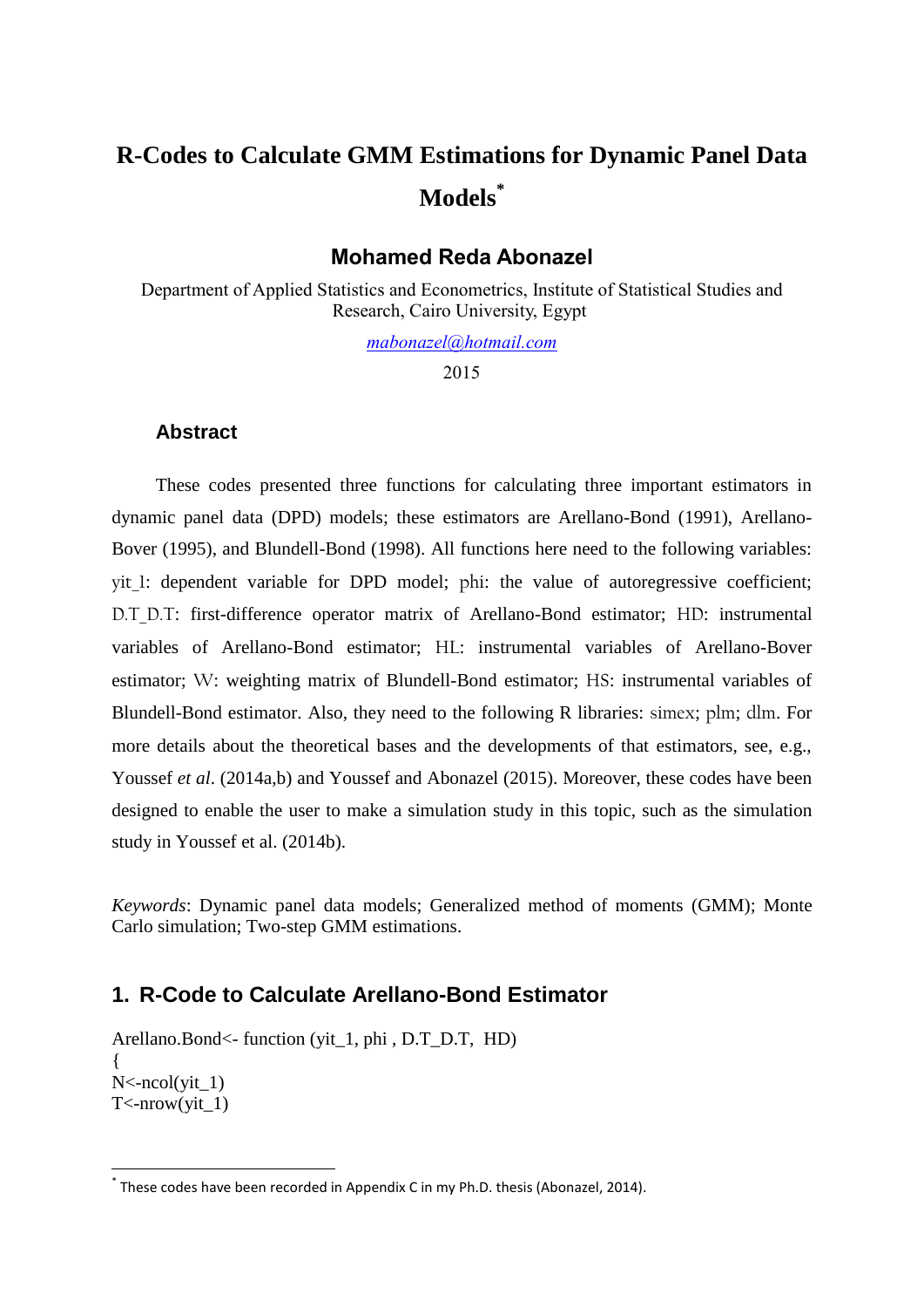# R-Codes to Calculate GMM Estimations for Dynamic Panel Data Models[*]

## Mohamed Reda Abonazel

Department of Applied Statistics and Econometrics, Institute of Statistical Studies and Research, Cairo University, Egypt

mabonazel@hotmail.com

2015

### Abstract

These codes presented three functions for calculating three important estimators in dynamic panel data (DPD) models; these estimators are Arellano-Bond (1991), Arellano-Bover (1995), and Blundell-Bond (1998). All functions here need to the following variables: yit_1: dependent variable for DPD model; phi: the value of autoregressive coefficient; D.T_D.T: first-difference operator matrix of Arellano-Bond estimator; HD: instrumental variables of Arellano-Bond estimator; HL: instrumental variables of Arellano-Bover estimator; W: weighting matrix of Blundell-Bond estimator; HS: instrumental variables of Blundell-Bond estimator. Also, they need to the following R libraries: simex; plm; dlm. For more details about the theoretical bases and the developments of that estimators, see, e.g., Youssef *et al*. (2014a,b) and Youssef and Abonazel (2015). Moreover, these codes have been designed to enable the user to make a simulation study in this topic, such as the simulation study in Youssef et al. (2014b).

*Keywords*: Dynamic panel data models; Generalized method of moments (GMM); Monte Carlo simulation; Two-step GMM estimations.

## 1. R-Code to Calculate Arellano-Bond Estimator

```
Arellano.Bond<- function (yit_1, phi , D.T_D.T,  HD)
{
N<-ncol(yit_1)
T<-nrow(yit_1)
```

[*] These codes have been recorded in Appendix C in my Ph.D. thesis (Abonazel, 2014).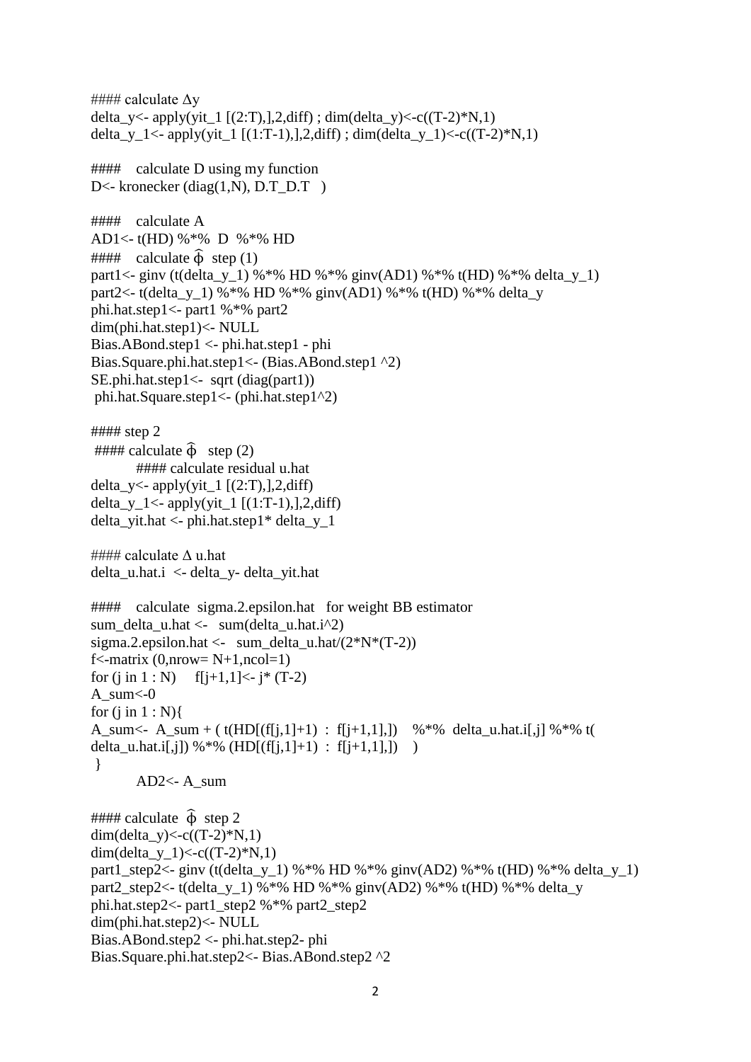```
#### calculate Δy
delta_y<- apply(yit_1 [(2:T),],2,diff) ; dim(delta_y)<-c((T-2)*N,1)
delta_y_1<- apply(yit_1 [(1:T-1),],2,diff) ; dim(delta_y_1)<-c((T-2)*N,1)

####   calculate D using my function
D<- kronecker (diag(1,N), D.T_D.T   )

####   calculate A
AD1<- t(HD) %*%  D  %*% HD
####   calculate φ̂  step (1)
part1<- ginv (t(delta_y_1) %*% HD %*% ginv(AD1) %*% t(HD) %*% delta_y_1)
part2<- t(delta_y_1) %*% HD %*% ginv(AD1) %*% t(HD) %*% delta_y
phi.hat.step1<- part1 %*% part2
dim(phi.hat.step1)<- NULL
Bias.ABond.step1 <- phi.hat.step1 - phi
Bias.Square.phi.hat.step1<- (Bias.ABond.step1 ^2)
SE.phi.hat.step1<-  sqrt (diag(part1))
 phi.hat.Square.step1<- (phi.hat.step1^2)

#### step 2
 #### calculate φ̂   step (2)
        #### calculate residual u.hat
delta_y<- apply(yit_1 [(2:T),],2,diff)
delta_y_1<- apply(yit_1 [(1:T-1),],2,diff)
delta_yit.hat <- phi.hat.step1* delta_y_1

#### calculate Δ u.hat
delta_u.hat.i  <- delta_y- delta_yit.hat

####   calculate  sigma.2.epsilon.hat   for weight BB estimator
sum_delta_u.hat <-   sum(delta_u.hat.i^2)
sigma.2.epsilon.hat <-   sum_delta_u.hat/(2*N*(T-2))
f<-matrix (0,nrow= N+1,ncol=1)
for (j in 1 : N)     f[j+1,1]<- j* (T-2)
A_sum<-0
for (j in 1 : N){
A_sum<-  A_sum + ( t(HD[(f[j,1]+1)  :  f[j+1,1],])    %*%  delta_u.hat.i[,j] %*% t(
delta_u.hat.i[,j]) %*% (HD[(f[j,1]+1)  :  f[j+1,1],])    )
 }
        AD2<- A_sum

#### calculate  φ̂  step 2
dim(delta_y)<-c((T-2)*N,1)
dim(delta_y_1)<-c((T-2)*N,1)
part1_step2<- ginv (t(delta_y_1) %*% HD %*% ginv(AD2) %*% t(HD) %*% delta_y_1)
part2_step2<- t(delta_y_1) %*% HD %*% ginv(AD2) %*% t(HD) %*% delta_y
phi.hat.step2<- part1_step2 %*% part2_step2
dim(phi.hat.step2)<- NULL
Bias.ABond.step2 <- phi.hat.step2- phi
Bias.Square.phi.hat.step2<- Bias.ABond.step2 ^2
```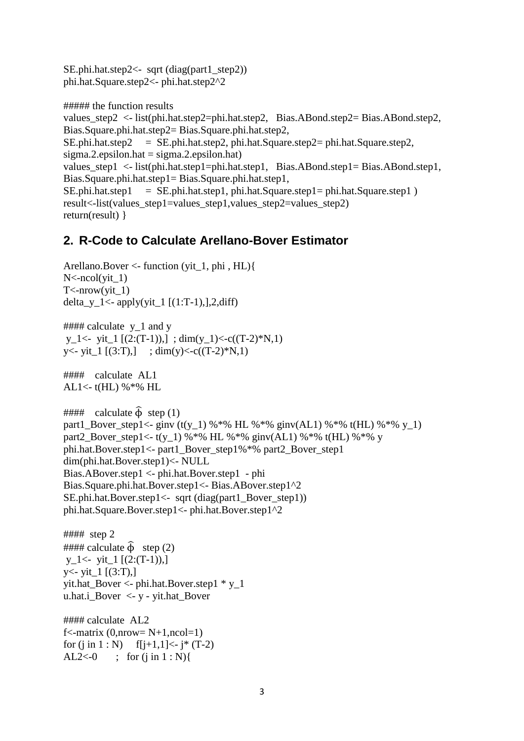```
SE.phi.hat.step2<-  sqrt (diag(part1_step2))
phi.hat.Square.step2<- phi.hat.step2^2

##### the function results
values_step2  <- list(phi.hat.step2=phi.hat.step2,   Bias.ABond.step2= Bias.ABond.step2,
Bias.Square.phi.hat.step2= Bias.Square.phi.hat.step2,
SE.phi.hat.step2     =  SE.phi.hat.step2, phi.hat.Square.step2= phi.hat.Square.step2,
sigma.2.epsilon.hat = sigma.2.epsilon.hat)
values_step1  <- list(phi.hat.step1=phi.hat.step1,   Bias.ABond.step1= Bias.ABond.step1,
Bias.Square.phi.hat.step1= Bias.Square.phi.hat.step1,
SE.phi.hat.step1     =  SE.phi.hat.step1, phi.hat.Square.step1= phi.hat.Square.step1 )
result<-list(values_step1=values_step1,values_step2=values_step2)
return(result) }
```

## 2. R-Code to Calculate Arellano-Bover Estimator

```
Arellano.Bover <- function (yit_1, phi , HL){
N<-ncol(yit_1)
T<-nrow(yit_1)
delta_y_1<- apply(yit_1 [(1:T-1),],2,diff)

#### calculate  y_1 and y
 y_1<-  yit_1 [(2:(T-1)),]  ; dim(y_1)<-c((T-2)*N,1)
y<- yit_1 [(3:T),]     ; dim(y)<-c((T-2)*N,1)

####    calculate  AL1
AL1<- t(HL) %*% HL

####    calculate φ̂  step (1)
part1_Bover_step1<- ginv (t(y_1) %*% HL %*% ginv(AL1) %*% t(HL) %*% y_1)
part2_Bover_step1<- t(y_1) %*% HL %*% ginv(AL1) %*% t(HL) %*% y
phi.hat.Bover.step1<- part1_Bover_step1%*% part2_Bover_step1
dim(phi.hat.Bover.step1)<- NULL
Bias.ABover.step1 <- phi.hat.Bover.step1  - phi
Bias.Square.phi.hat.Bover.step1<- Bias.ABover.step1^2
SE.phi.hat.Bover.step1<-  sqrt (diag(part1_Bover_step1))
phi.hat.Square.Bover.step1<- phi.hat.Bover.step1^2

####  step 2
#### calculate φ̂   step (2)
 y_1<-  yit_1 [(2:(T-1)),]
y<- yit_1 [(3:T),]
yit.hat_Bover <- phi.hat.Bover.step1 * y_1
u.hat.i_Bover  <- y - yit.hat_Bover

#### calculate  AL2
f<-matrix (0,nrow= N+1,ncol=1)
for (j in 1 : N)     f[j+1,1]<- j* (T-2)
AL2<-0       ;   for (j in 1 : N){
```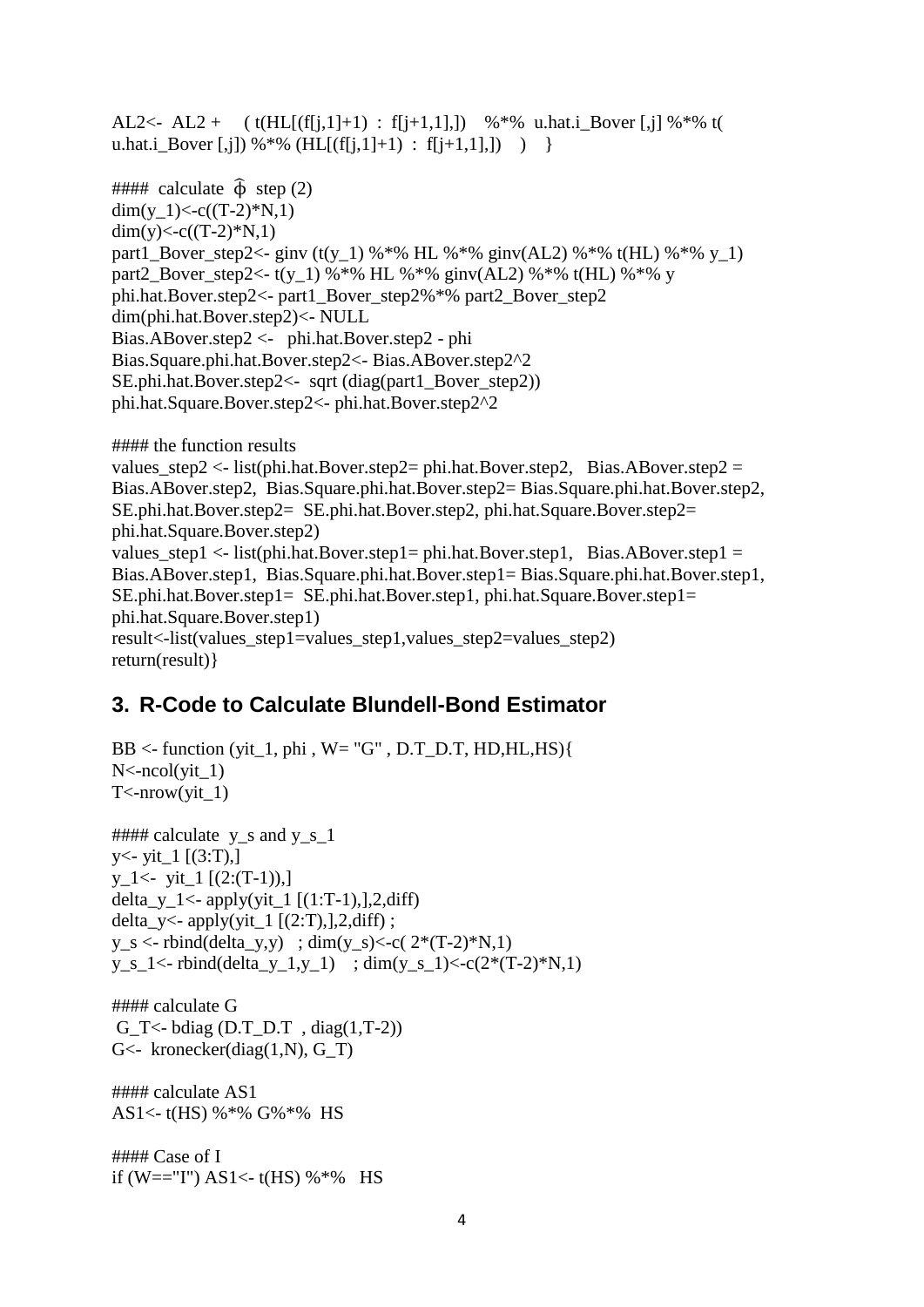```
AL2<-  AL2 +    ( t(HL[(f[j,1]+1)  :  f[j+1,1],])   %*%  u.hat.i_Bover [,j] %*% t(
u.hat.i_Bover [,j]) %*% (HL[(f[j,1]+1)  :  f[j+1,1],])   )   }

####  calculate  φ̂  step (2)
dim(y_1)<-c((T-2)*N,1)
dim(y)<-c((T-2)*N,1)
part1_Bover_step2<- ginv (t(y_1) %*% HL %*% ginv(AL2) %*% t(HL) %*% y_1)
part2_Bover_step2<- t(y_1) %*% HL %*% ginv(AL2) %*% t(HL) %*% y
phi.hat.Bover.step2<- part1_Bover_step2%*% part2_Bover_step2
dim(phi.hat.Bover.step2)<- NULL
Bias.ABover.step2 <-   phi.hat.Bover.step2 - phi
Bias.Square.phi.hat.Bover.step2<- Bias.ABover.step2^2
SE.phi.hat.Bover.step2<-  sqrt (diag(part1_Bover_step2))
phi.hat.Square.Bover.step2<- phi.hat.Bover.step2^2

#### the function results
values_step2 <- list(phi.hat.Bover.step2= phi.hat.Bover.step2,   Bias.ABover.step2 =
Bias.ABover.step2,  Bias.Square.phi.hat.Bover.step2= Bias.Square.phi.hat.Bover.step2,
SE.phi.hat.Bover.step2=  SE.phi.hat.Bover.step2, phi.hat.Square.Bover.step2=
phi.hat.Square.Bover.step2)
values_step1 <- list(phi.hat.Bover.step1= phi.hat.Bover.step1,   Bias.ABover.step1 =
Bias.ABover.step1,  Bias.Square.phi.hat.Bover.step1= Bias.Square.phi.hat.Bover.step1,
SE.phi.hat.Bover.step1=  SE.phi.hat.Bover.step1, phi.hat.Square.Bover.step1=
phi.hat.Square.Bover.step1)
result<-list(values_step1=values_step1,values_step2=values_step2)
return(result)}
```

## 3. R-Code to Calculate Blundell-Bond Estimator

```
BB <- function (yit_1, phi , W= "G" , D.T_D.T, HD,HL,HS){
N<-ncol(yit_1)
T<-nrow(yit_1)

#### calculate  y_s and y_s_1
y<- yit_1 [(3:T),]
y_1<-  yit_1 [(2:(T-1)),]
delta_y_1<- apply(yit_1 [(1:T-1),],2,diff)
delta_y<- apply(yit_1 [(2:T),],2,diff) ;
y_s <- rbind(delta_y,y)   ; dim(y_s)<-c( 2*(T-2)*N,1)
y_s_1<- rbind(delta_y_1,y_1)    ; dim(y_s_1)<-c(2*(T-2)*N,1)

#### calculate G
 G_T<- bdiag (D.T_D.T  , diag(1,T-2))
G<-  kronecker(diag(1,N), G_T)

#### calculate AS1
AS1<- t(HS) %*% G%*%  HS

#### Case of I
if (W=="I") AS1<- t(HS) %*%   HS
```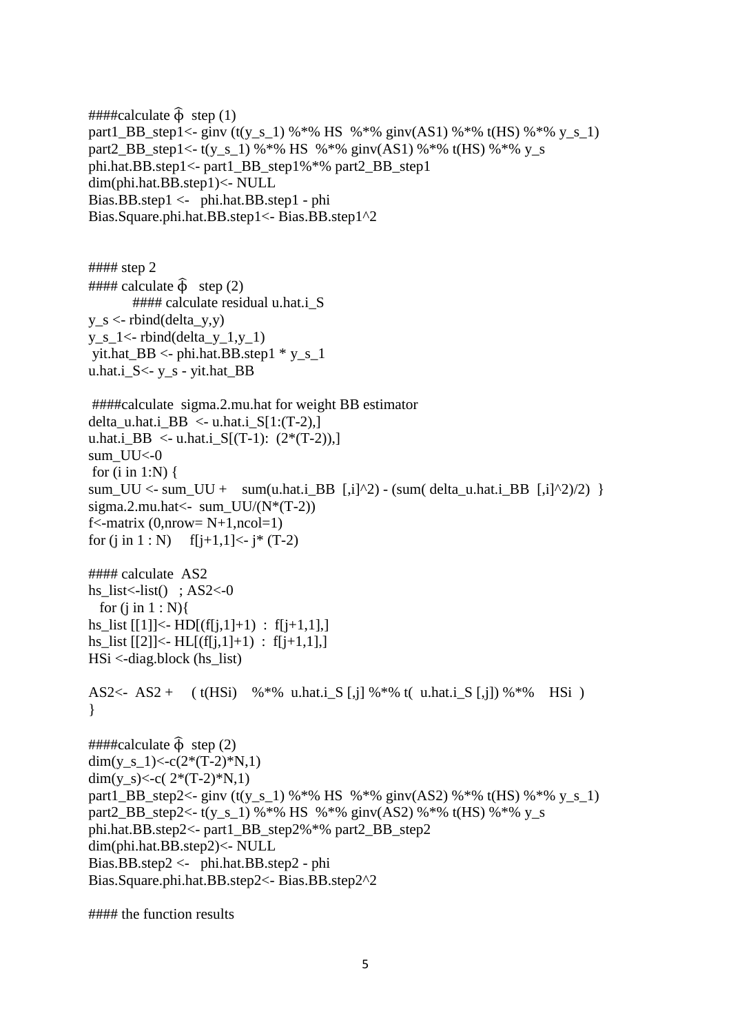```
####calculate φ̂  step (1)
part1_BB_step1<- ginv (t(y_s_1) %*% HS  %*% ginv(AS1) %*% t(HS) %*% y_s_1)
part2_BB_step1<- t(y_s_1) %*% HS  %*% ginv(AS1) %*% t(HS) %*% y_s
phi.hat.BB.step1<- part1_BB_step1%*% part2_BB_step1
dim(phi.hat.BB.step1)<- NULL
Bias.BB.step1 <-   phi.hat.BB.step1 - phi
Bias.Square.phi.hat.BB.step1<- Bias.BB.step1^2


#### step 2
#### calculate φ̂   step (2)
          #### calculate residual u.hat.i_S
y_s <- rbind(delta_y,y)
y_s_1<- rbind(delta_y_1,y_1)
 yit.hat_BB <- phi.hat.BB.step1 * y_s_1
u.hat.i_S<- y_s - yit.hat_BB

 ####calculate  sigma.2.mu.hat for weight BB estimator
delta_u.hat.i_BB  <- u.hat.i_S[1:(T-2),]
u.hat.i_BB  <- u.hat.i_S[(T-1):  (2*(T-2)),]
sum_UU<-0
 for (i in 1:N) {
sum_UU <- sum_UU +    sum(u.hat.i_BB  [,i]^2) - (sum( delta_u.hat.i_BB  [,i]^2)/2)  }
sigma.2.mu.hat<-  sum_UU/(N*(T-2))
f<-matrix (0,nrow= N+1,ncol=1)
for (j in 1 : N)     f[j+1,1]<- j* (T-2)

#### calculate  AS2
hs_list<-list()   ; AS2<-0
   for (j in 1 : N){
hs_list [[1]]<- HD[(f[j,1]+1)  :  f[j+1,1],]
hs_list [[2]]<- HL[(f[j,1]+1)  :  f[j+1,1],]
HSi <-diag.block (hs_list)

AS2<-  AS2 +     ( t(HSi)    %*%  u.hat.i_S [,j] %*% t(  u.hat.i_S [,j]) %*%    HSi  )
}

####calculate φ̂  step (2)
dim(y_s_1)<-c(2*(T-2)*N,1)
dim(y_s)<-c( 2*(T-2)*N,1)
part1_BB_step2<- ginv (t(y_s_1) %*% HS  %*% ginv(AS2) %*% t(HS) %*% y_s_1)
part2_BB_step2<- t(y_s_1) %*% HS  %*% ginv(AS2) %*% t(HS) %*% y_s
phi.hat.BB.step2<- part1_BB_step2%*% part2_BB_step2
dim(phi.hat.BB.step2)<- NULL
Bias.BB.step2 <-   phi.hat.BB.step2 - phi
Bias.Square.phi.hat.BB.step2<- Bias.BB.step2^2

#### the function results
```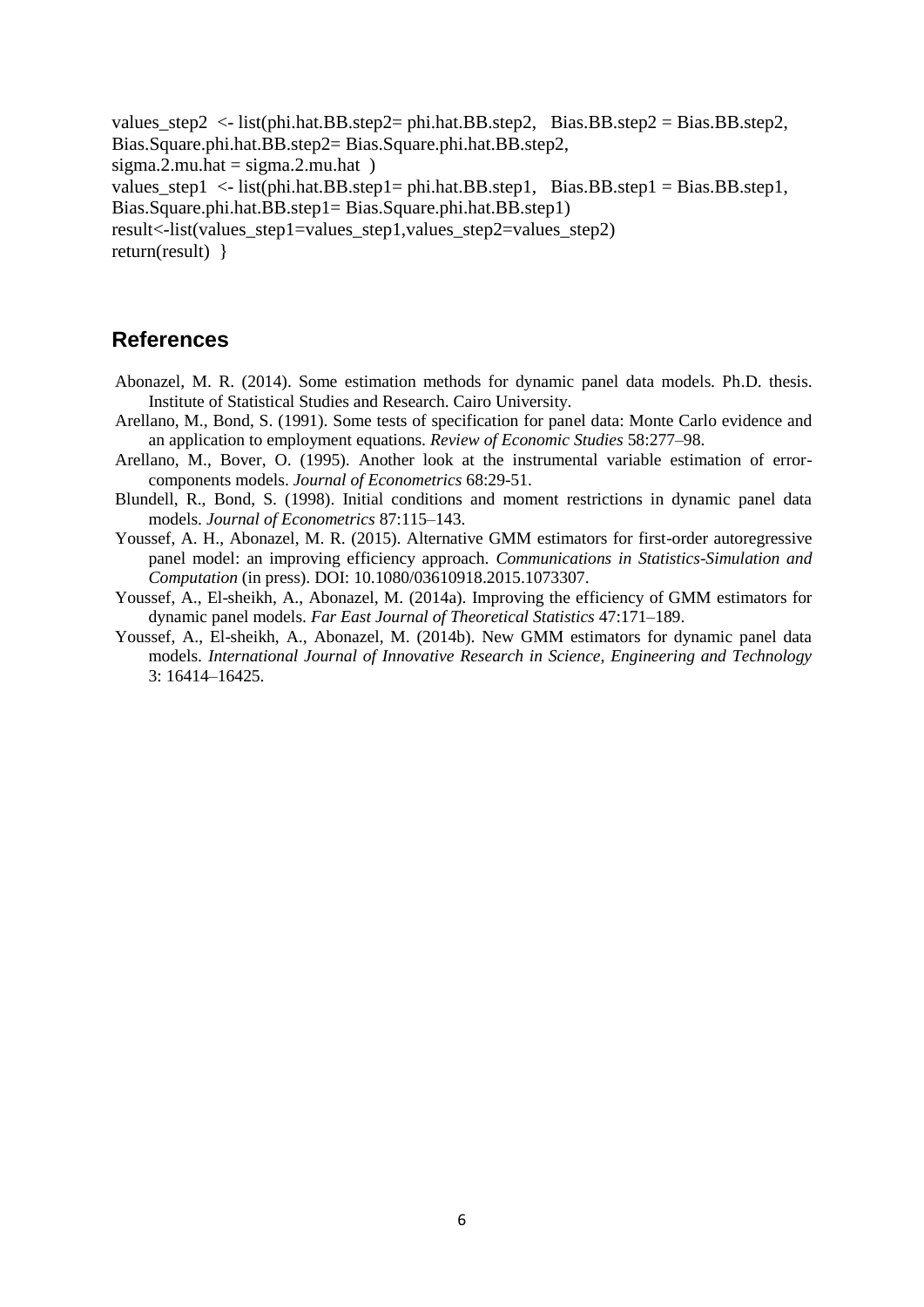```
values_step2  <- list(phi.hat.BB.step2= phi.hat.BB.step2,   Bias.BB.step2 = Bias.BB.step2,
Bias.Square.phi.hat.BB.step2= Bias.Square.phi.hat.BB.step2,
sigma.2.mu.hat = sigma.2.mu.hat  )
values_step1  <- list(phi.hat.BB.step1= phi.hat.BB.step1,   Bias.BB.step1 = Bias.BB.step1,
Bias.Square.phi.hat.BB.step1= Bias.Square.phi.hat.BB.step1)
result<-list(values_step1=values_step1,values_step2=values_step2)
return(result)  }
```

## References

Abonazel, M. R. (2014). Some estimation methods for dynamic panel data models. Ph.D. thesis. Institute of Statistical Studies and Research. Cairo University.

Arellano, M., Bond, S. (1991). Some tests of specification for panel data: Monte Carlo evidence and an application to employment equations. *Review of Economic Studies* 58:277–98.

Arellano, M., Bover, O. (1995). Another look at the instrumental variable estimation of error-components models. *Journal of Econometrics* 68:29-51.

Blundell, R., Bond, S. (1998). Initial conditions and moment restrictions in dynamic panel data models. *Journal of Econometrics* 87:115–143.

Youssef, A. H., Abonazel, M. R. (2015). Alternative GMM estimators for first-order autoregressive panel model: an improving efficiency approach. *Communications in Statistics-Simulation and Computation* (in press). DOI: 10.1080/03610918.2015.1073307.

Youssef, A., El-sheikh, A., Abonazel, M. (2014a). Improving the efficiency of GMM estimators for dynamic panel models. *Far East Journal of Theoretical Statistics* 47:171–189.

Youssef, A., El-sheikh, A., Abonazel, M. (2014b). New GMM estimators for dynamic panel data models. *International Journal of Innovative Research in Science, Engineering and Technology* 3: 16414–16425.